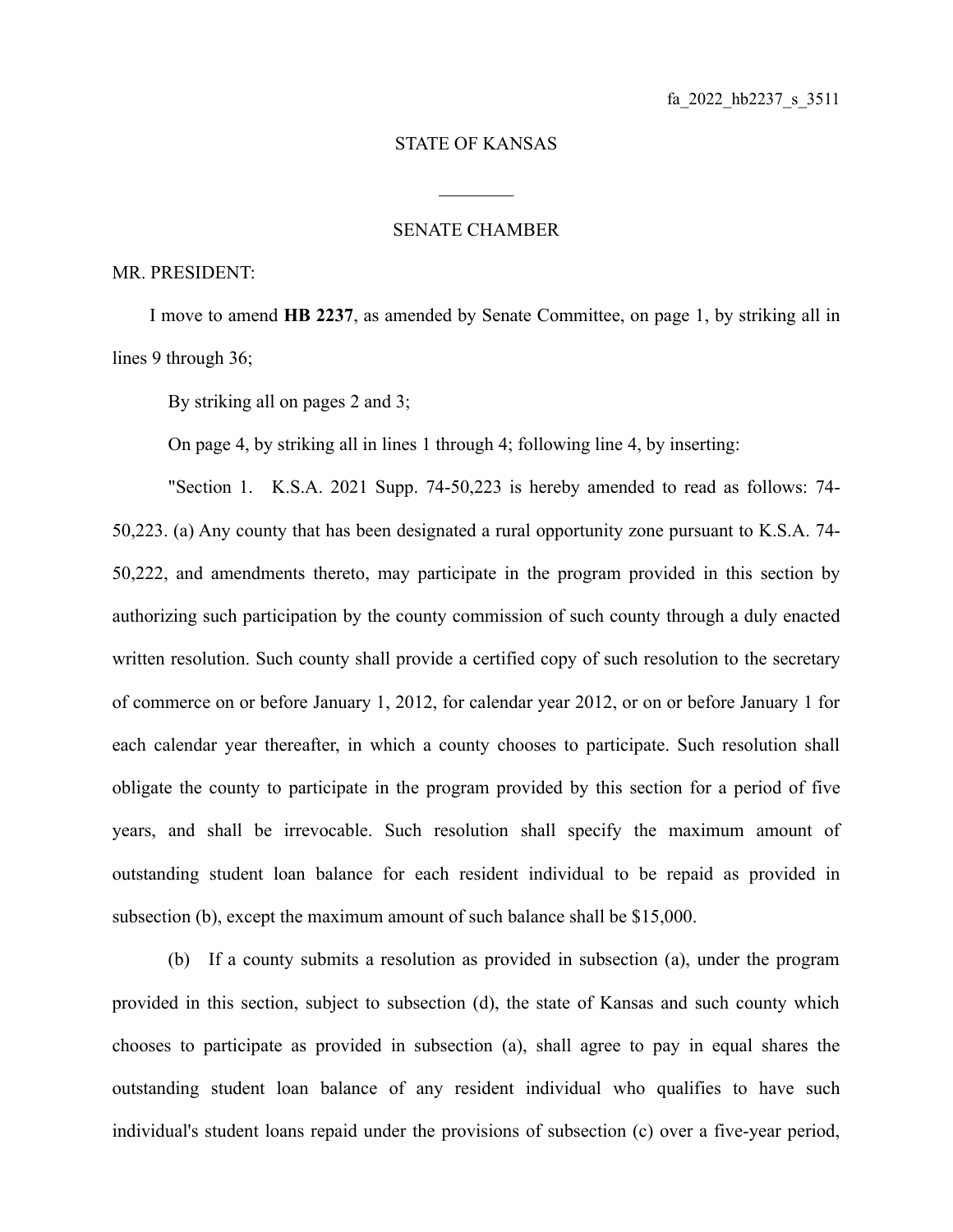fa_2022_hb2237_s_3511

STATE OF KANSAS

________

SENATE CHAMBER

MR. PRESIDENT:

I move to amend **HB 2237**, as amended by Senate Committee, on page 1, by striking all in lines 9 through 36;

By striking all on pages 2 and 3;

On page 4, by striking all in lines 1 through 4; following line 4, by inserting:

"Section 1. K.S.A. 2021 Supp. 74-50,223 is hereby amended to read as follows: 74-50,223. (a) Any county that has been designated a rural opportunity zone pursuant to K.S.A. 74-50,222, and amendments thereto, may participate in the program provided in this section by authorizing such participation by the county commission of such county through a duly enacted written resolution. Such county shall provide a certified copy of such resolution to the secretary of commerce on or before January 1, 2012, for calendar year 2012, or on or before January 1 for each calendar year thereafter, in which a county chooses to participate. Such resolution shall obligate the county to participate in the program provided by this section for a period of five years, and shall be irrevocable. Such resolution shall specify the maximum amount of outstanding student loan balance for each resident individual to be repaid as provided in subsection (b), except the maximum amount of such balance shall be $15,000.

(b) If a county submits a resolution as provided in subsection (a), under the program provided in this section, subject to subsection (d), the state of Kansas and such county which chooses to participate as provided in subsection (a), shall agree to pay in equal shares the outstanding student loan balance of any resident individual who qualifies to have such individual's student loans repaid under the provisions of subsection (c) over a five-year period,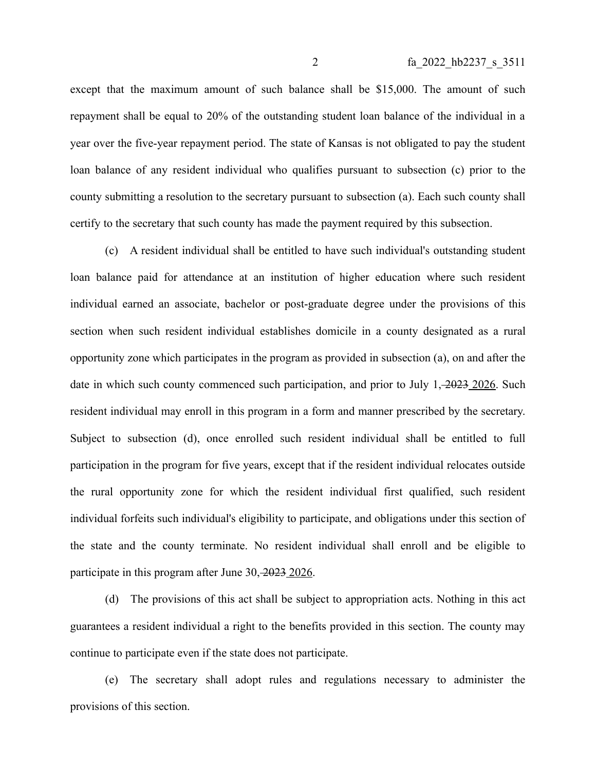except that the maximum amount of such balance shall be $15,000. The amount of such repayment shall be equal to 20% of the outstanding student loan balance of the individual in a year over the five-year repayment period. The state of Kansas is not obligated to pay the student loan balance of any resident individual who qualifies pursuant to subsection (c) prior to the county submitting a resolution to the secretary pursuant to subsection (a). Each such county shall certify to the secretary that such county has made the payment required by this subsection.

(c) A resident individual shall be entitled to have such individual's outstanding student loan balance paid for attendance at an institution of higher education where such resident individual earned an associate, bachelor or post-graduate degree under the provisions of this section when such resident individual establishes domicile in a county designated as a rural opportunity zone which participates in the program as provided in subsection (a), on and after the date in which such county commenced such participation, and prior to July 1, ~~2023~~ 2026. Such resident individual may enroll in this program in a form and manner prescribed by the secretary. Subject to subsection (d), once enrolled such resident individual shall be entitled to full participation in the program for five years, except that if the resident individual relocates outside the rural opportunity zone for which the resident individual first qualified, such resident individual forfeits such individual's eligibility to participate, and obligations under this section of the state and the county terminate. No resident individual shall enroll and be eligible to participate in this program after June 30, ~~2023~~ 2026.

(d) The provisions of this act shall be subject to appropriation acts. Nothing in this act guarantees a resident individual a right to the benefits provided in this section. The county may continue to participate even if the state does not participate.

(e) The secretary shall adopt rules and regulations necessary to administer the provisions of this section.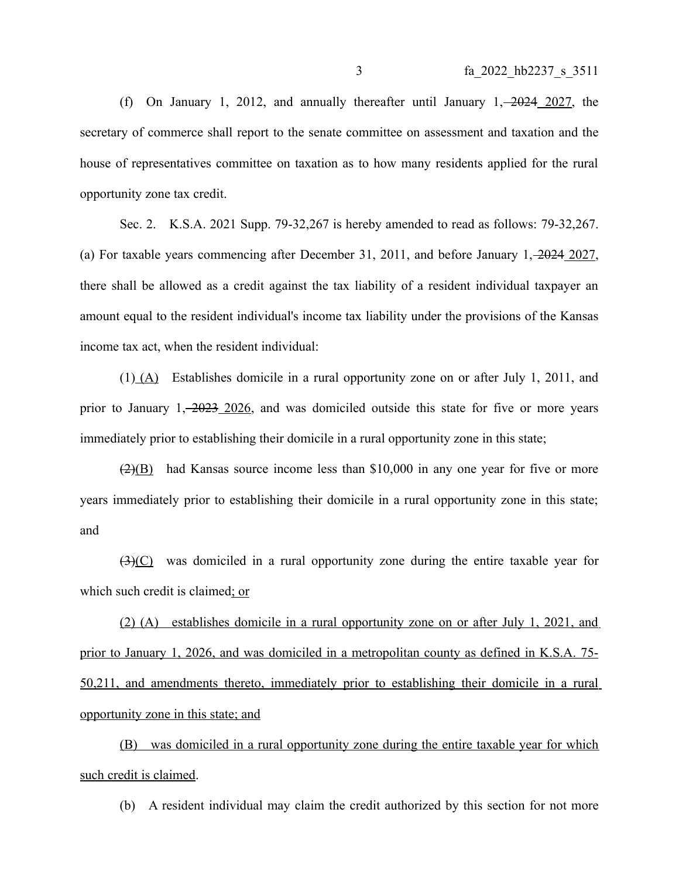(f) On January 1, 2012, and annually thereafter until January 1, ~~2024~~ 2027, the secretary of commerce shall report to the senate committee on assessment and taxation and the house of representatives committee on taxation as to how many residents applied for the rural opportunity zone tax credit.

Sec. 2. K.S.A. 2021 Supp. 79-32,267 is hereby amended to read as follows: 79-32,267. (a) For taxable years commencing after December 31, 2011, and before January 1, ~~2024~~ 2027, there shall be allowed as a credit against the tax liability of a resident individual taxpayer an amount equal to the resident individual's income tax liability under the provisions of the Kansas income tax act, when the resident individual:

(1) (A) Establishes domicile in a rural opportunity zone on or after July 1, 2011, and prior to January 1, ~~2023~~ 2026, and was domiciled outside this state for five or more years immediately prior to establishing their domicile in a rural opportunity zone in this state;

~~(2)~~(B) had Kansas source income less than $10,000 in any one year for five or more years immediately prior to establishing their domicile in a rural opportunity zone in this state; and

~~(3)~~(C) was domiciled in a rural opportunity zone during the entire taxable year for which such credit is claimed; or

(2) (A) establishes domicile in a rural opportunity zone on or after July 1, 2021, and prior to January 1, 2026, and was domiciled in a metropolitan county as defined in K.S.A. 75-50,211, and amendments thereto, immediately prior to establishing their domicile in a rural opportunity zone in this state; and

(B) was domiciled in a rural opportunity zone during the entire taxable year for which such credit is claimed.

(b) A resident individual may claim the credit authorized by this section for not more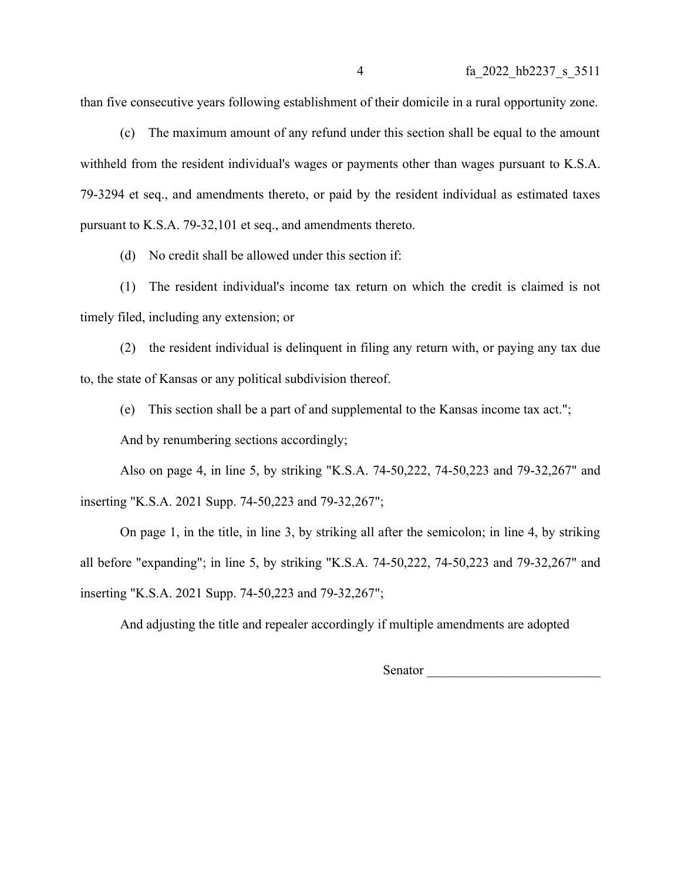than five consecutive years following establishment of their domicile in a rural opportunity zone.

(c) The maximum amount of any refund under this section shall be equal to the amount withheld from the resident individual's wages or payments other than wages pursuant to K.S.A. 79-3294 et seq., and amendments thereto, or paid by the resident individual as estimated taxes pursuant to K.S.A. 79-32,101 et seq., and amendments thereto.

(d) No credit shall be allowed under this section if:

(1) The resident individual's income tax return on which the credit is claimed is not timely filed, including any extension; or

(2) the resident individual is delinquent in filing any return with, or paying any tax due to, the state of Kansas or any political subdivision thereof.

(e) This section shall be a part of and supplemental to the Kansas income tax act.";

And by renumbering sections accordingly;

Also on page 4, in line 5, by striking "K.S.A. 74-50,222, 74-50,223 and 79-32,267" and inserting "K.S.A. 2021 Supp. 74-50,223 and 79-32,267";

On page 1, in the title, in line 3, by striking all after the semicolon; in line 4, by striking all before "expanding"; in line 5, by striking "K.S.A. 74-50,222, 74-50,223 and 79-32,267" and inserting "K.S.A. 2021 Supp. 74-50,223 and 79-32,267";

And adjusting the title and repealer accordingly if multiple amendments are adopted

Senator ___________________________